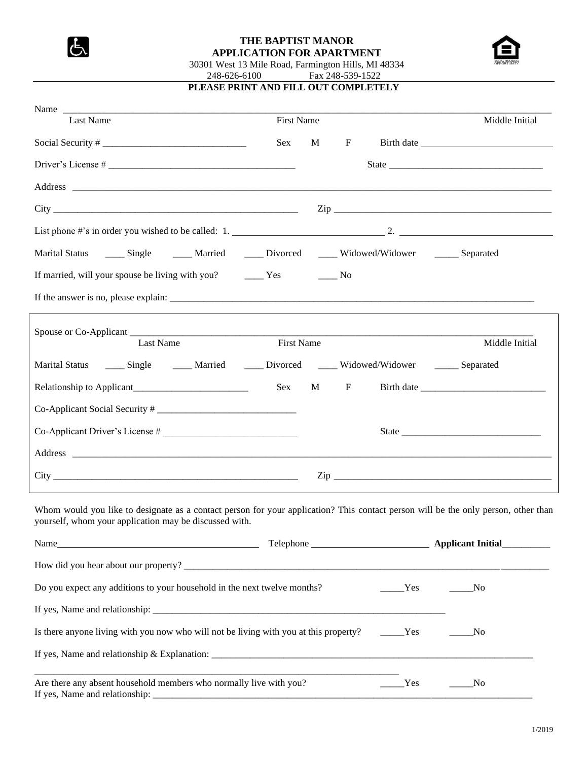# THE BAPTIST MANOR
## APPLICATION FOR APARTMENT

30301 West 13 Mile Road, Farmington Hills, MI 48334
248-626-6100 Fax 248-539-1522

**PLEASE PRINT AND FILL OUT COMPLETELY**

Name ____________________________________________________________________________
Last Name First Name Middle Initial

Social Security # ______________________________ Sex M F Birth date ______________________

Driver's License # ______________________________________ State _______________________________

Address ______________________________________________________________________________

City ____________________________________________________ Zip _______________________________________________

List phone #'s in order you wished to be called: 1. ______________________________ 2. ______________________________

Marital Status ____ Single ____ Married ____ Divorced ____ Widowed/Widower _____ Separated

If married, will your spouse be living with you? ____ Yes ____ No

If the answer is no, please explain: ____________________________________________________________________________

Spouse or Co-Applicant ____________________________________________________________________________
Last Name First Name Middle Initial

Marital Status ____ Single ____ Married ____ Divorced ____ Widowed/Widower _____ Separated

Relationship to Applicant________________________ Sex M F Birth date __________________________

Co-Applicant Social Security # _____________________________

Co-Applicant Driver's License # ____________________________ State _____________________________

Address ______________________________________________________________________________

City ____________________________________________________ Zip _______________________________________________

Whom would you like to designate as a contact person for your application? This contact person will be the only person, other than yourself, whom your application may be discussed with.

Name__________________________________________ Telephone ________________________ **Applicant Initial**__________

How did you hear about our property? ____________________________________________________________________________

Do you expect any additions to your household in the next twelve months? _____Yes _____No

If yes, Name and relationship: ______________________________________________________________

Is there anyone living with you now who will not be living with you at this property? _____Yes _____No

If yes, Name and relationship & Explanation: ______________________________________________________________________

________________________________________________________________________________

Are there any absent household members who normally live with you? _____Yes _____No
If yes, Name and relationship: ____________________________________________________________________________

1/2019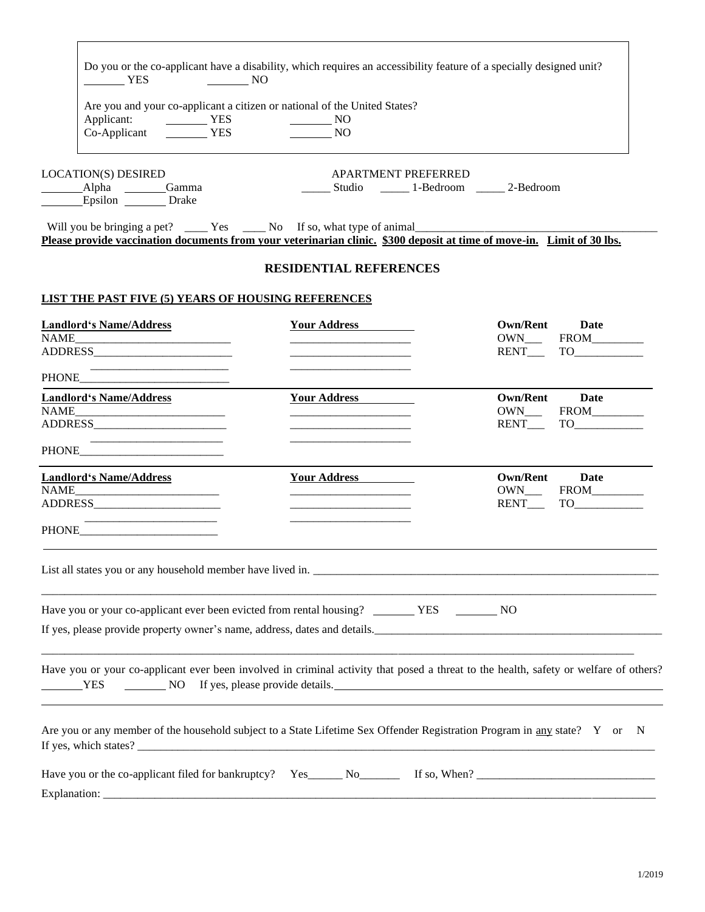Do you or the co-applicant have a disability, which requires an accessibility feature of a specially designed unit?
_______ YES _______ NO

Are you and your co-applicant a citizen or national of the United States?
Applicant: _______ YES _______ NO
Co-Applicant _______ YES _______ NO

LOCATION(S) DESIRED
_______Alpha _______Gamma
_______Epsilon _______ Drake

APARTMENT PREFERRED
_____ Studio _____ 1-Bedroom _____ 2-Bedroom

Will you be bringing a pet? ____ Yes ____ No If so, what type of animal________________________________

**Please provide vaccination documents from your veterinarian clinic. $300 deposit at time of move-in. Limit of 30 lbs.**

## RESIDENTIAL REFERENCES

**LIST THE PAST FIVE (5) YEARS OF HOUSING REFERENCES**

| Landlord's Name/Address | Your Address | Own/Rent | Date |
|---|---|---|---|
| NAME__________________________ | ____________________ | OWN___ | FROM_________ |
| ADDRESS________________________ | ____________________ | RENT___ | TO____________ |
| ________________________ | ____________________ | | |
| PHONE__________________________ | | | |

| Landlord's Name/Address | Your Address | Own/Rent | Date |
|---|---|---|---|
| NAME__________________________ | ____________________ | OWN___ | FROM_________ |
| ADDRESS________________________ | ____________________ | RENT___ | TO____________ |
| ________________________ | ____________________ | | |
| PHONE__________________________ | | | |

| Landlord's Name/Address | Your Address | Own/Rent | Date |
|---|---|---|---|
| NAME__________________________ | ____________________ | OWN___ | FROM_________ |
| ADDRESS________________________ | ____________________ | RENT___ | TO____________ |
| ________________________ | ____________________ | | |
| PHONE__________________________ | | | |

List all states you or any household member have lived in. ______________________________________________________________

_____________________________________________________________________________________________________

Have you or your co-applicant ever been evicted from rental housing? _______ YES _______ NO

If yes, please provide property owner's name, address, dates and details.____________________________________________________

_____________________________________________________________________________________________________

Have you or your co-applicant ever been involved in criminal activity that posed a threat to the health, safety or welfare of others?
_______YES _______ NO If yes, please provide details.______________________________________________________

_____________________________________________________________________________________________________

Are you or any member of the household subject to a State Lifetime Sex Offender Registration Program in any state? Y or N
If yes, which states? ________________________________________________________________________________________

Have you or the co-applicant filed for bankruptcy? Yes______ No_______ If so, When? _______________________________

Explanation: _________________________________________________________________________________________

1/2019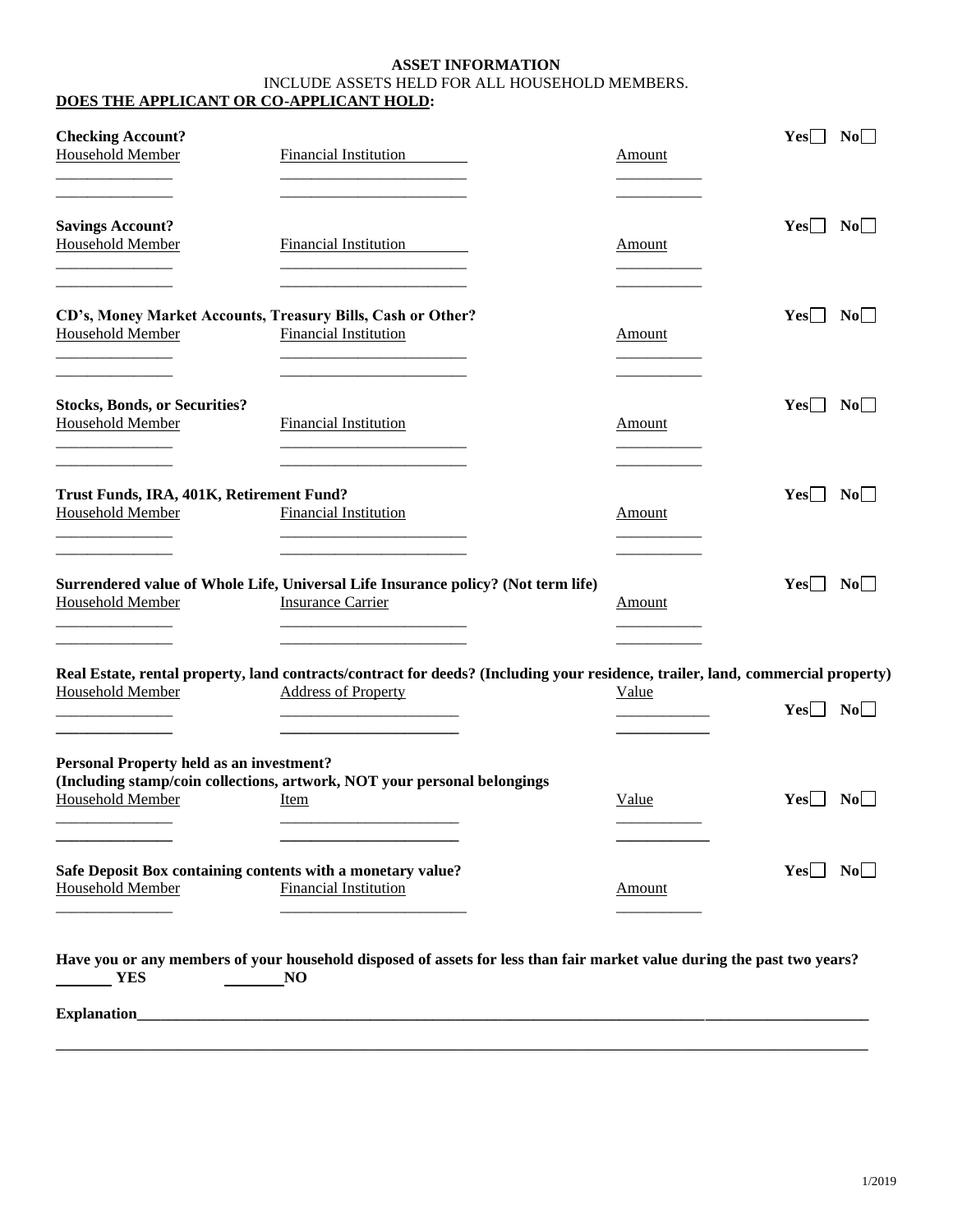# ASSET INFORMATION

INCLUDE ASSETS HELD FOR ALL HOUSEHOLD MEMBERS.

**DOES THE APPLICANT OR CO-APPLICANT HOLD:**

**Checking Account?** **Yes**☐ **No**☐

| Household Member | Financial Institution | Amount |
|---|---|---|
| | | |
| | | |

**Savings Account?** **Yes**☐ **No**☐

| Household Member | Financial Institution | Amount |
|---|---|---|
| | | |
| | | |

**CD's, Money Market Accounts, Treasury Bills, Cash or Other?** **Yes**☐ **No**☐

| Household Member | Financial Institution | Amount |
|---|---|---|
| | | |
| | | |

**Stocks, Bonds, or Securities?** **Yes**☐ **No**☐

| Household Member | Financial Institution | Amount |
|---|---|---|
| | | |
| | | |

**Trust Funds, IRA, 401K, Retirement Fund?** **Yes**☐ **No**☐

| Household Member | Financial Institution | Amount |
|---|---|---|
| | | |
| | | |

**Surrendered value of Whole Life, Universal Life Insurance policy? (Not term life)** **Yes**☐ **No**☐

| Household Member | Insurance Carrier | Amount |
|---|---|---|
| | | |
| | | |

**Real Estate, rental property, land contracts/contract for deeds? (Including your residence, trailer, land, commercial property)** **Yes**☐ **No**☐

| Household Member | Address of Property | Value |
|---|---|---|
| | | |
| | | |

**Personal Property held as an investment?**
**(Including stamp/coin collections, artwork, NOT your personal belongings** **Yes**☐ **No**☐

| Household Member | Item | Value |
|---|---|---|
| | | |
| | | |

**Safe Deposit Box containing contents with a monetary value?** **Yes**☐ **No**☐

| Household Member | Financial Institution | Amount |
|---|---|---|
| | | |

**Have you or any members of your household disposed of assets for less than fair market value during the past two years?**

_______ **YES** _______ **NO**

**Explanation**________________________________________________________________________________

_____________________________________________________________________________________________

1/2019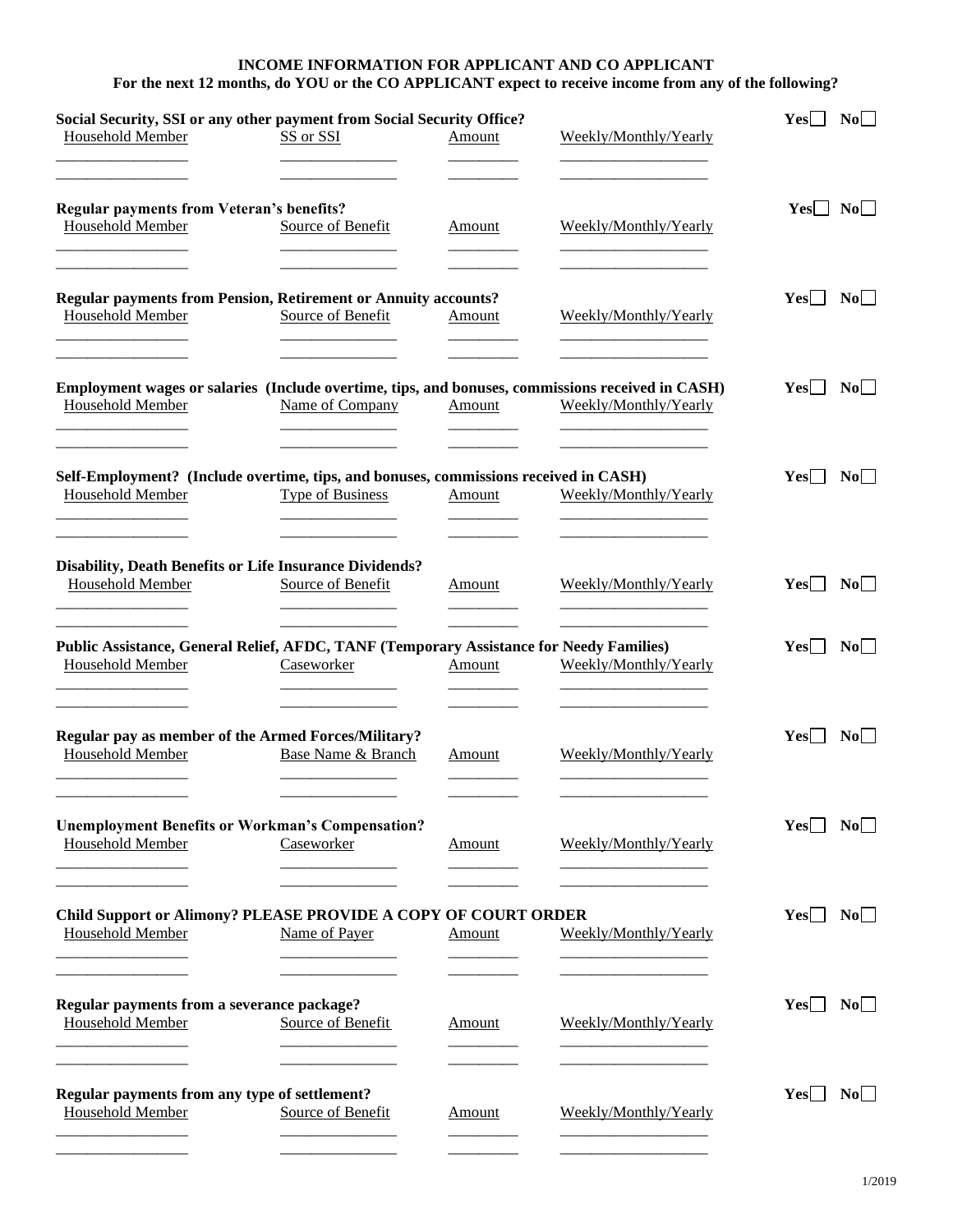## INCOME INFORMATION FOR APPLICANT AND CO APPLICANT

**For the next 12 months, do YOU or the CO APPLICANT expect to receive income from any of the following?**

**Social Security, SSI or any other payment from Social Security Office?** Yes☐ No☐

| Household Member | SS or SSI | Amount | Weekly/Monthly/Yearly |
|---|---|---|---|
| ________________ | ______________ | ________ | ________________ |
| ________________ | ______________ | ________ | ________________ |

**Regular payments from Veteran's benefits?** Yes☐ No☐

| Household Member | Source of Benefit | Amount | Weekly/Monthly/Yearly |
|---|---|---|---|
| ________________ | ______________ | ________ | ________________ |
| ________________ | ______________ | ________ | ________________ |

**Regular payments from Pension, Retirement or Annuity accounts?** Yes☐ No☐

| Household Member | Source of Benefit | Amount | Weekly/Monthly/Yearly |
|---|---|---|---|
| ________________ | ______________ | ________ | ________________ |
| ________________ | ______________ | ________ | ________________ |

**Employment wages or salaries (Include overtime, tips, and bonuses, commissions received in CASH)** Yes☐ No☐

| Household Member | Name of Company | Amount | Weekly/Monthly/Yearly |
|---|---|---|---|
| ________________ | ______________ | ________ | ________________ |
| ________________ | ______________ | ________ | ________________ |

**Self-Employment? (Include overtime, tips, and bonuses, commissions received in CASH)** Yes☐ No☐

| Household Member | Type of Business | Amount | Weekly/Monthly/Yearly |
|---|---|---|---|
| ________________ | ______________ | ________ | ________________ |
| ________________ | ______________ | ________ | ________________ |

**Disability, Death Benefits or Life Insurance Dividends?** Yes☐ No☐

| Household Member | Source of Benefit | Amount | Weekly/Monthly/Yearly |
|---|---|---|---|
| ________________ | ______________ | ________ | ________________ |
| ________________ | ______________ | ________ | ________________ |

**Public Assistance, General Relief, AFDC, TANF (Temporary Assistance for Needy Families)** Yes☐ No☐

| Household Member | Caseworker | Amount | Weekly/Monthly/Yearly |
|---|---|---|---|
| ________________ | ______________ | ________ | ________________ |
| ________________ | ______________ | ________ | ________________ |

**Regular pay as member of the Armed Forces/Military?** Yes☐ No☐

| Household Member | Base Name & Branch | Amount | Weekly/Monthly/Yearly |
|---|---|---|---|
| ________________ | ______________ | ________ | ________________ |
| ________________ | ______________ | ________ | ________________ |

**Unemployment Benefits or Workman's Compensation?** Yes☐ No☐

| Household Member | Caseworker | Amount | Weekly/Monthly/Yearly |
|---|---|---|---|
| ________________ | ______________ | ________ | ________________ |
| ________________ | ______________ | ________ | ________________ |

**Child Support or Alimony? PLEASE PROVIDE A COPY OF COURT ORDER** Yes☐ No☐

| Household Member | Name of Payer | Amount | Weekly/Monthly/Yearly |
|---|---|---|---|
| ________________ | ______________ | ________ | ________________ |
| ________________ | ______________ | ________ | ________________ |

**Regular payments from a severance package?** Yes☐ No☐

| Household Member | Source of Benefit | Amount | Weekly/Monthly/Yearly |
|---|---|---|---|
| ________________ | ______________ | ________ | ________________ |
| ________________ | ______________ | ________ | ________________ |

**Regular payments from any type of settlement?** Yes☐ No☐

| Household Member | Source of Benefit | Amount | Weekly/Monthly/Yearly |
|---|---|---|---|
| ________________ | ______________ | ________ | ________________ |
| ________________ | ______________ | ________ | ________________ |

1/2019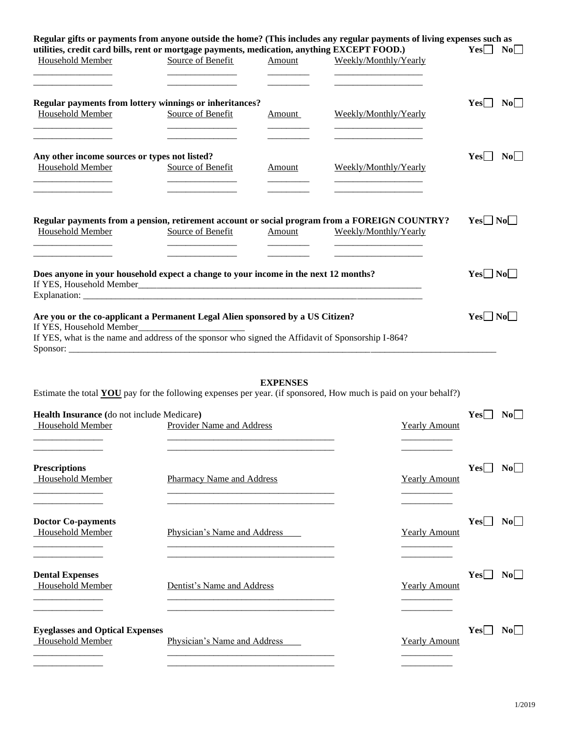**Regular gifts or payments from anyone outside the home? (This includes any regular payments of living expenses such as utilities, credit card bills, rent or mortgage payments, medication, anything EXCEPT FOOD.)** **Yes** ☐ **No** ☐

| Household Member | Source of Benefit | Amount | Weekly/Monthly/Yearly |
|---|---|---|---|
| ________________ | ______________ | _________ | __________________ |
| ________________ | ______________ | _________ | __________________ |

**Regular payments from lottery winnings or inheritances?** **Yes** ☐ **No** ☐

| Household Member | Source of Benefit | Amount | Weekly/Monthly/Yearly |
|---|---|---|---|
| ________________ | ______________ | _________ | __________________ |
| ________________ | ______________ | _________ | __________________ |

**Any other income sources or types not listed?** **Yes** ☐ **No** ☐

| Household Member | Source of Benefit | Amount | Weekly/Monthly/Yearly |
|---|---|---|---|
| ________________ | ______________ | _________ | __________________ |
| ________________ | ______________ | _________ | __________________ |

**Regular payments from a pension, retirement account or social program from a FOREIGN COUNTRY?** **Yes** ☐ **No** ☐

| Household Member | Source of Benefit | Amount | Weekly/Monthly/Yearly |
|---|---|---|---|
| ________________ | ______________ | _________ | __________________ |
| ________________ | ______________ | _________ | __________________ |

**Does anyone in your household expect a change to your income in the next 12 months?** **Yes** ☐ **No** ☐

If YES, Household Member_______________________________________________________________

Explanation: _______________________________________________________________________

**Are you or the co-applicant a Permanent Legal Alien sponsored by a US Citizen?** **Yes** ☐ **No** ☐

If YES, Household Member______________________

If YES, what is the name and address of the sponsor who signed the Affidavit of Sponsorship I-864?

Sponsor: ______________________________________________________________________________________

## EXPENSES

Estimate the total **YOU** pay for the following expenses per year. (if sponsored, How much is paid on your behalf?)

**Health Insurance (**do not include Medicare**)** **Yes** ☐ **No** ☐

| Household Member | Provider Name and Address | Yearly Amount |
|---|---|---|
| ______________ | ___________________________________ | __________ |
| ______________ | ___________________________________ | __________ |

**Prescriptions** **Yes** ☐ **No** ☐

| Household Member | Pharmacy Name and Address | Yearly Amount |
|---|---|---|
| ______________ | ___________________________________ | __________ |
| ______________ | ___________________________________ | __________ |

**Doctor Co-payments** **Yes** ☐ **No** ☐

| Household Member | Physician's Name and Address | Yearly Amount |
|---|---|---|
| ______________ | ___________________________________ | __________ |
| ______________ | ___________________________________ | __________ |

**Dental Expenses** **Yes** ☐ **No** ☐

| Household Member | Dentist's Name and Address | Yearly Amount |
|---|---|---|
| ______________ | ___________________________________ | __________ |
| ______________ | ___________________________________ | __________ |

**Eyeglasses and Optical Expenses** **Yes** ☐ **No** ☐

| Household Member | Physician's Name and Address | Yearly Amount |
|---|---|---|
| ______________ | ___________________________________ | __________ |
| ______________ | ___________________________________ | __________ |

1/2019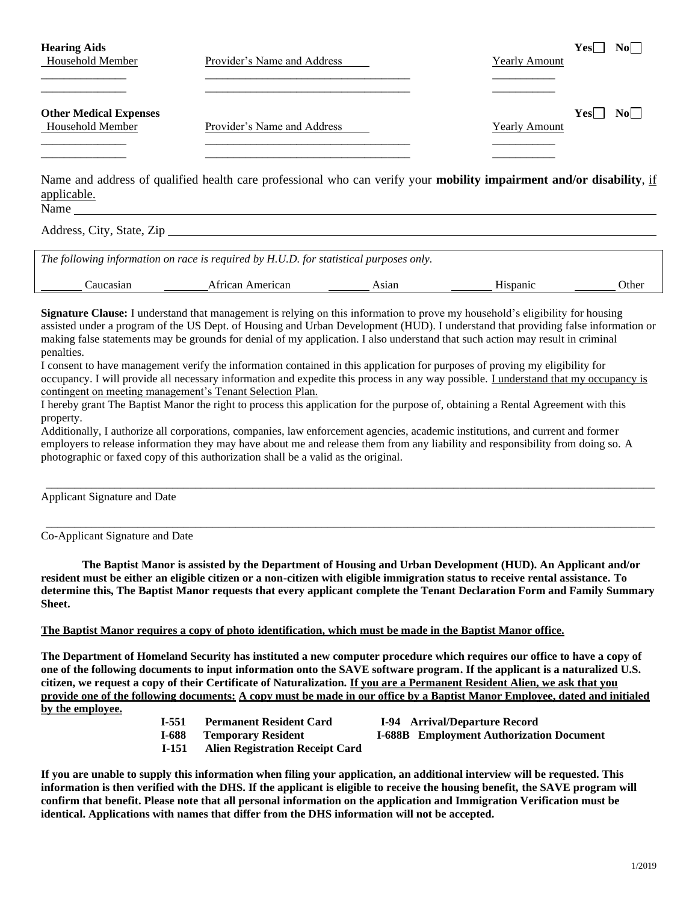**Hearing Aids** Yes☐ No☐

| Household Member | Provider's Name and Address | Yearly Amount |
|---|---|---|
| ______________ | ___________________________________ | ___________ |
| ______________ | ___________________________________ | ___________ |

**Other Medical Expenses** Yes☐ No☐

| Household Member | Provider's Name and Address | Yearly Amount |
|---|---|---|
| ______________ | ___________________________________ | ___________ |
| ______________ | ___________________________________ | ___________ |

Name and address of qualified health care professional who can verify your **mobility impairment and/or disability**, if applicable.

Name ________________________________________________________________________

Address, City, State, Zip ______________________________________________________

*The following information on race is required by H.U.D. for statistical purposes only.*

_______ Caucasian _______ African American _______ Asian _______ Hispanic _______ Other

**Signature Clause:** I understand that management is relying on this information to prove my household's eligibility for housing assisted under a program of the US Dept. of Housing and Urban Development (HUD). I understand that providing false information or making false statements may be grounds for denial of my application. I also understand that such action may result in criminal penalties.

I consent to have management verify the information contained in this application for purposes of proving my eligibility for occupancy. I will provide all necessary information and expedite this process in any way possible. I understand that my occupancy is contingent on meeting management's Tenant Selection Plan.

I hereby grant The Baptist Manor the right to process this application for the purpose of, obtaining a Rental Agreement with this property.

Additionally, I authorize all corporations, companies, law enforcement agencies, academic institutions, and current and former employers to release information they may have about me and release them from any liability and responsibility from doing so. A photographic or faxed copy of this authorization shall be a valid as the original.

______________________________________________________________________________

Applicant Signature and Date

______________________________________________________________________________

Co-Applicant Signature and Date

**The Baptist Manor is assisted by the Department of Housing and Urban Development (HUD). An Applicant and/or resident must be either an eligible citizen or a non-citizen with eligible immigration status to receive rental assistance. To determine this, The Baptist Manor requests that every applicant complete the Tenant Declaration Form and Family Summary Sheet.**

**The Baptist Manor requires a copy of photo identification, which must be made in the Baptist Manor office.**

**The Department of Homeland Security has instituted a new computer procedure which requires our office to have a copy of one of the following documents to input information onto the SAVE software program. If the applicant is a naturalized U.S. citizen, we request a copy of their Certificate of Naturalization. If you are a Permanent Resident Alien, we ask that you provide one of the following documents: A copy must be made in our office by a Baptist Manor Employee, dated and initialed by the employee.**

- **I-551 Permanent Resident Card**
- **I-94 Arrival/Departure Record**
- **I-688 Temporary Resident**
- **I-688B Employment Authorization Document**
- **I-151 Alien Registration Receipt Card**

**If you are unable to supply this information when filing your application, an additional interview will be requested. This information is then verified with the DHS. If the applicant is eligible to receive the housing benefit, the SAVE program will confirm that benefit. Please note that all personal information on the application and Immigration Verification must be identical. Applications with names that differ from the DHS information will not be accepted.**

1/2019